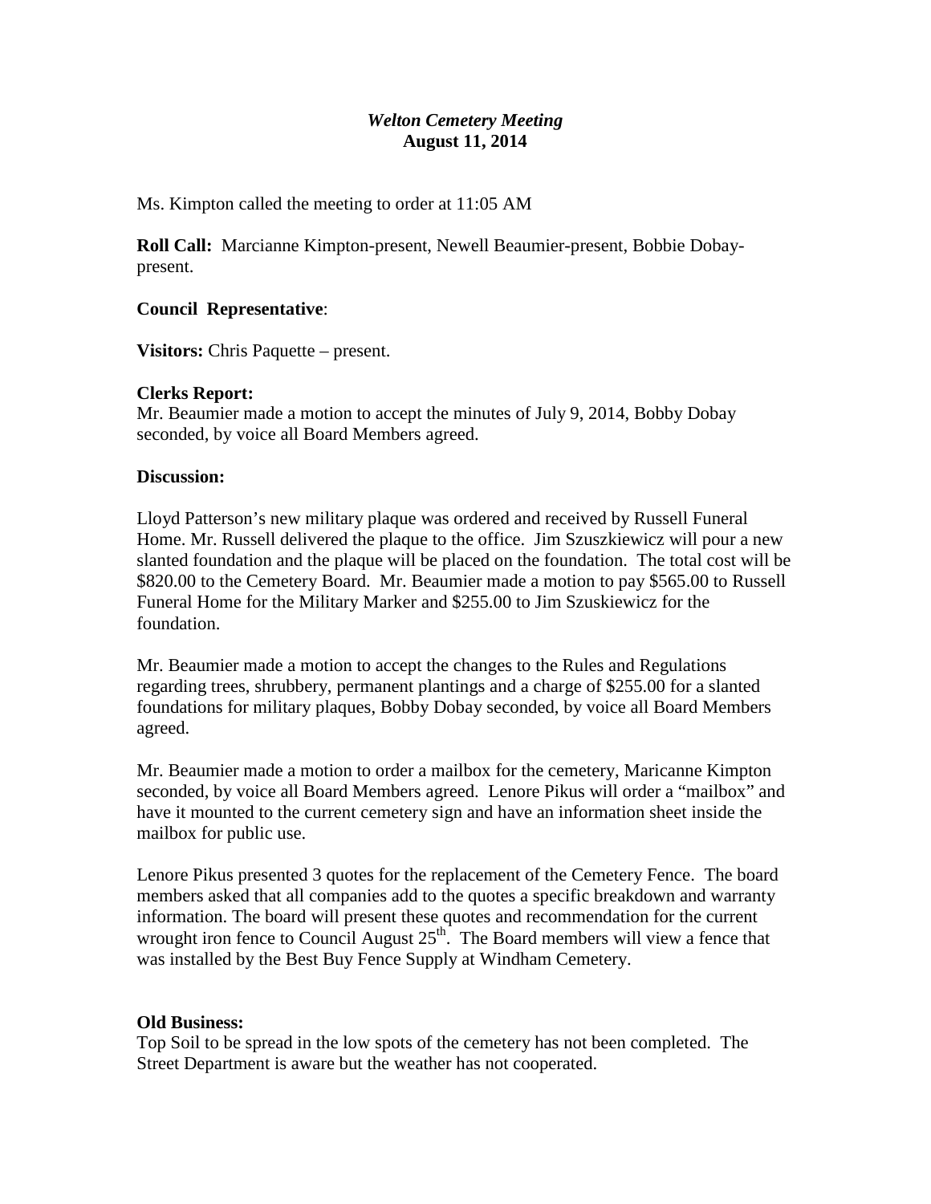***Welton Cemetery Meeting***
**August 11, 2014**

Ms. Kimpton called the meeting to order at 11:05 AM

**Roll Call:** Marcianne Kimpton-present, Newell Beaumier-present, Bobbie Dobay-present.

**Council Representative**:

**Visitors:** Chris Paquette – present.

**Clerks Report:**
Mr. Beaumier made a motion to accept the minutes of July 9, 2014, Bobby Dobay seconded, by voice all Board Members agreed.

**Discussion:**

Lloyd Patterson's new military plaque was ordered and received by Russell Funeral Home. Mr. Russell delivered the plaque to the office. Jim Szuszkiewicz will pour a new slanted foundation and the plaque will be placed on the foundation. The total cost will be $820.00 to the Cemetery Board. Mr. Beaumier made a motion to pay $565.00 to Russell Funeral Home for the Military Marker and $255.00 to Jim Szuskiewicz for the foundation.

Mr. Beaumier made a motion to accept the changes to the Rules and Regulations regarding trees, shrubbery, permanent plantings and a charge of $255.00 for a slanted foundations for military plaques, Bobby Dobay seconded, by voice all Board Members agreed.

Mr. Beaumier made a motion to order a mailbox for the cemetery, Maricanne Kimpton seconded, by voice all Board Members agreed. Lenore Pikus will order a "mailbox" and have it mounted to the current cemetery sign and have an information sheet inside the mailbox for public use.

Lenore Pikus presented 3 quotes for the replacement of the Cemetery Fence. The board members asked that all companies add to the quotes a specific breakdown and warranty information. The board will present these quotes and recommendation for the current wrought iron fence to Council August 25th. The Board members will view a fence that was installed by the Best Buy Fence Supply at Windham Cemetery.

**Old Business:**
Top Soil to be spread in the low spots of the cemetery has not been completed. The Street Department is aware but the weather has not cooperated.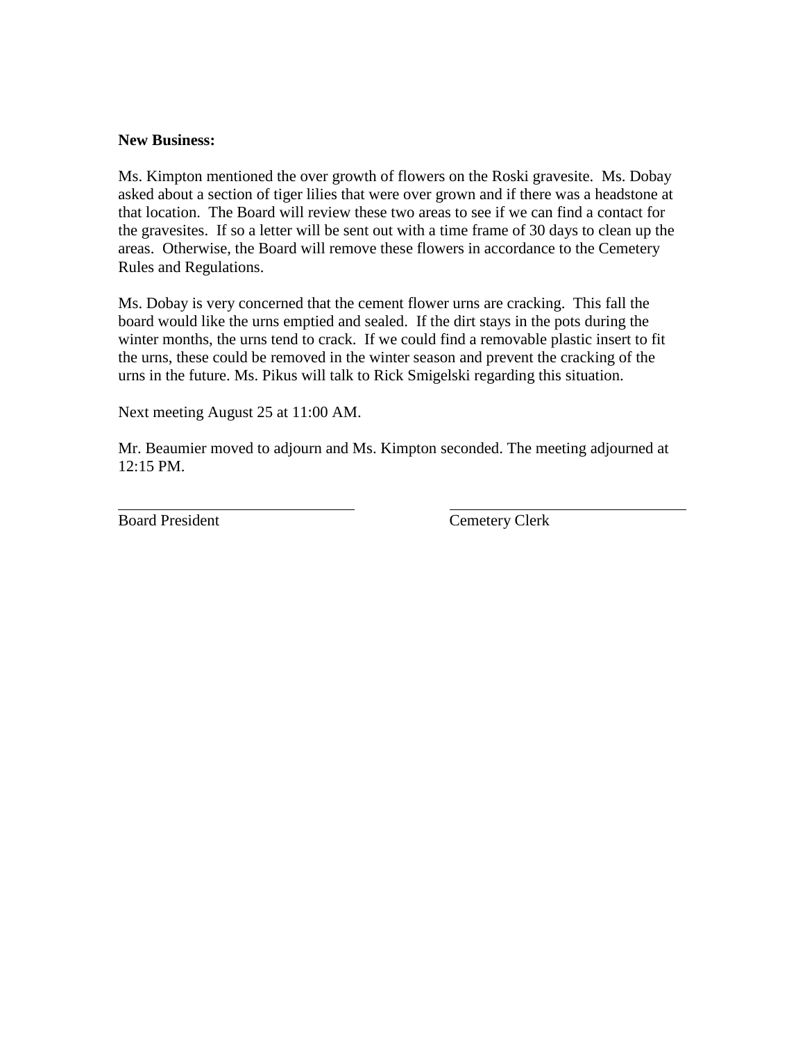**New Business:**

Ms. Kimpton mentioned the over growth of flowers on the Roski gravesite. Ms. Dobay asked about a section of tiger lilies that were over grown and if there was a headstone at that location. The Board will review these two areas to see if we can find a contact for the gravesites. If so a letter will be sent out with a time frame of 30 days to clean up the areas. Otherwise, the Board will remove these flowers in accordance to the Cemetery Rules and Regulations.

Ms. Dobay is very concerned that the cement flower urns are cracking. This fall the board would like the urns emptied and sealed. If the dirt stays in the pots during the winter months, the urns tend to crack. If we could find a removable plastic insert to fit the urns, these could be removed in the winter season and prevent the cracking of the urns in the future. Ms. Pikus will talk to Rick Smigelski regarding this situation.

Next meeting August 25 at 11:00 AM.

Mr. Beaumier moved to adjourn and Ms. Kimpton seconded. The meeting adjourned at 12:15 PM.

\_\_\_\_\_\_\_\_\_\_\_\_\_\_\_\_\_\_\_\_\_\_\_\_\_\_\_\_\_\_
Board President

\_\_\_\_\_\_\_\_\_\_\_\_\_\_\_\_\_\_\_\_\_\_\_\_\_\_\_\_\_\_
Cemetery Clerk